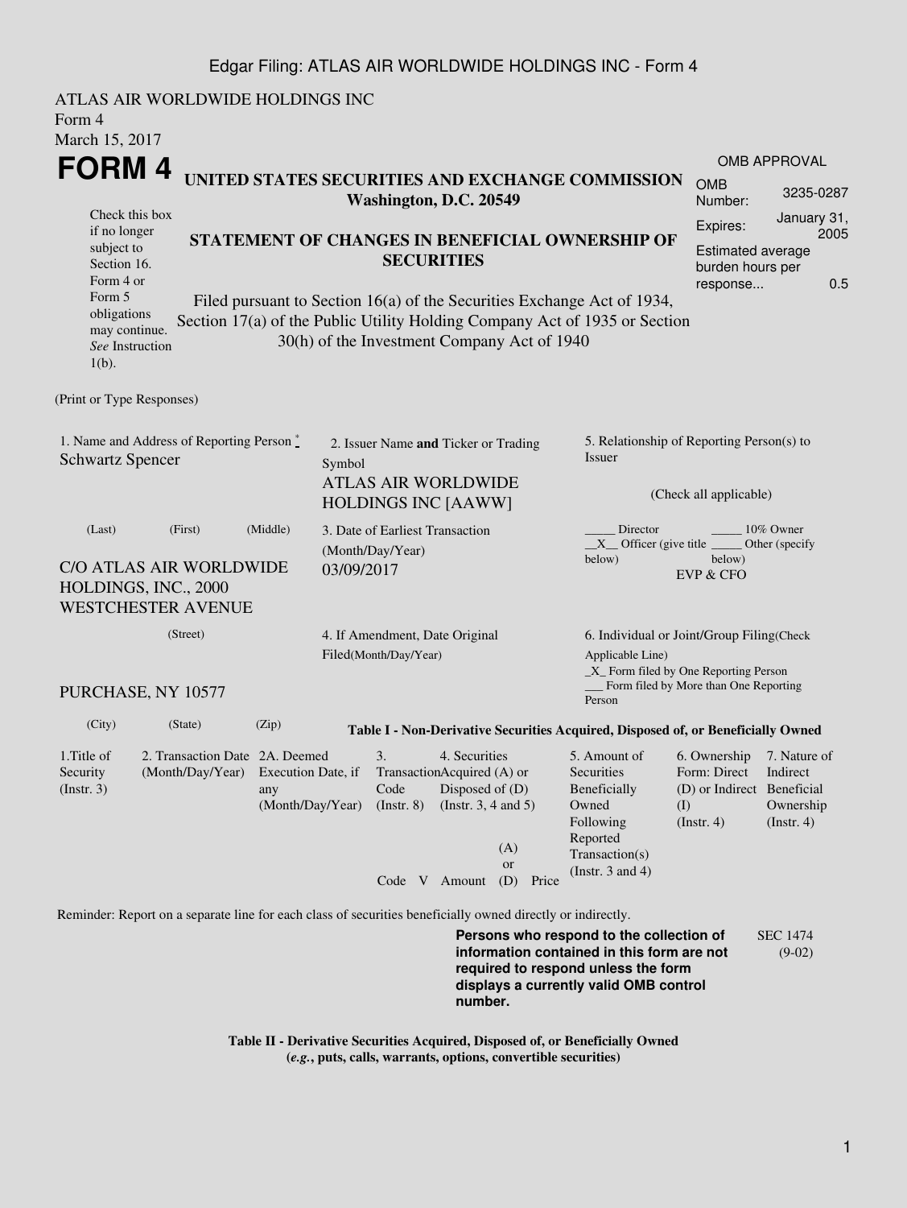ATLAS AIR WORLDWIDE HOLDINGS INC
Form 4
March 15, 2017

# FORM 4

Check this box if no longer subject to Section 16. Form 4 or Form 5 obligations may continue. *See* Instruction 1(b).

## UNITED STATES SECURITIES AND EXCHANGE COMMISSION
**Washington, D.C. 20549**

## STATEMENT OF CHANGES IN BENEFICIAL OWNERSHIP OF SECURITIES

Filed pursuant to Section 16(a) of the Securities Exchange Act of 1934, Section 17(a) of the Public Utility Holding Company Act of 1935 or Section 30(h) of the Investment Company Act of 1940

| OMB APPROVAL | |
|---|---|
| OMB Number: | 3235-0287 |
| Expires: | January 31, 2005 |
| Estimated average burden hours per response... | 0.5 |

(Print or Type Responses)

1. Name and Address of Reporting Person *
Schwartz Spencer

(Last) (First) (Middle)

C/O ATLAS AIR WORLDWIDE HOLDINGS, INC., 2000 WESTCHESTER AVENUE

(Street)

PURCHASE, NY 10577

(City) (State) (Zip)

2. Issuer Name **and** Ticker or Trading Symbol
ATLAS AIR WORLDWIDE HOLDINGS INC [AAWW]

3. Date of Earliest Transaction (Month/Day/Year)
03/09/2017

4. If Amendment, Date Original Filed(Month/Day/Year)

5. Relationship of Reporting Person(s) to Issuer

(Check all applicable)

_____ Director _____ 10% Owner
__X__ Officer (give title below) _____ Other (specify below)
EVP & CFO

6. Individual or Joint/Group Filing(Check Applicable Line)
_X_ Form filed by One Reporting Person
___ Form filed by More than One Reporting Person

**Table I - Non-Derivative Securities Acquired, Disposed of, or Beneficially Owned**

| 1.Title of Security (Instr. 3) | 2. Transaction Date (Month/Day/Year) | 2A. Deemed Execution Date, if any (Month/Day/Year) | 3. Transaction Code (Instr. 8) | | 4. Securities Acquired (A) or Disposed of (D) (Instr. 3, 4 and 5) | | | 5. Amount of Securities Beneficially Owned Following Reported Transaction(s) (Instr. 3 and 4) | 6. Ownership Form: Direct (D) or Indirect (I) (Instr. 4) | 7. Nature of Indirect Beneficial Ownership (Instr. 4) |
|---|---|---|---|---|---|---|---|---|---|---|
| | | | Code | V | Amount | (A) or (D) | Price | | | |

Reminder: Report on a separate line for each class of securities beneficially owned directly or indirectly.

**Persons who respond to the collection of information contained in this form are not required to respond unless the form displays a currently valid OMB control number.**

SEC 1474 (9-02)

**Table II - Derivative Securities Acquired, Disposed of, or Beneficially Owned**
**(*e.g.*, puts, calls, warrants, options, convertible securities)**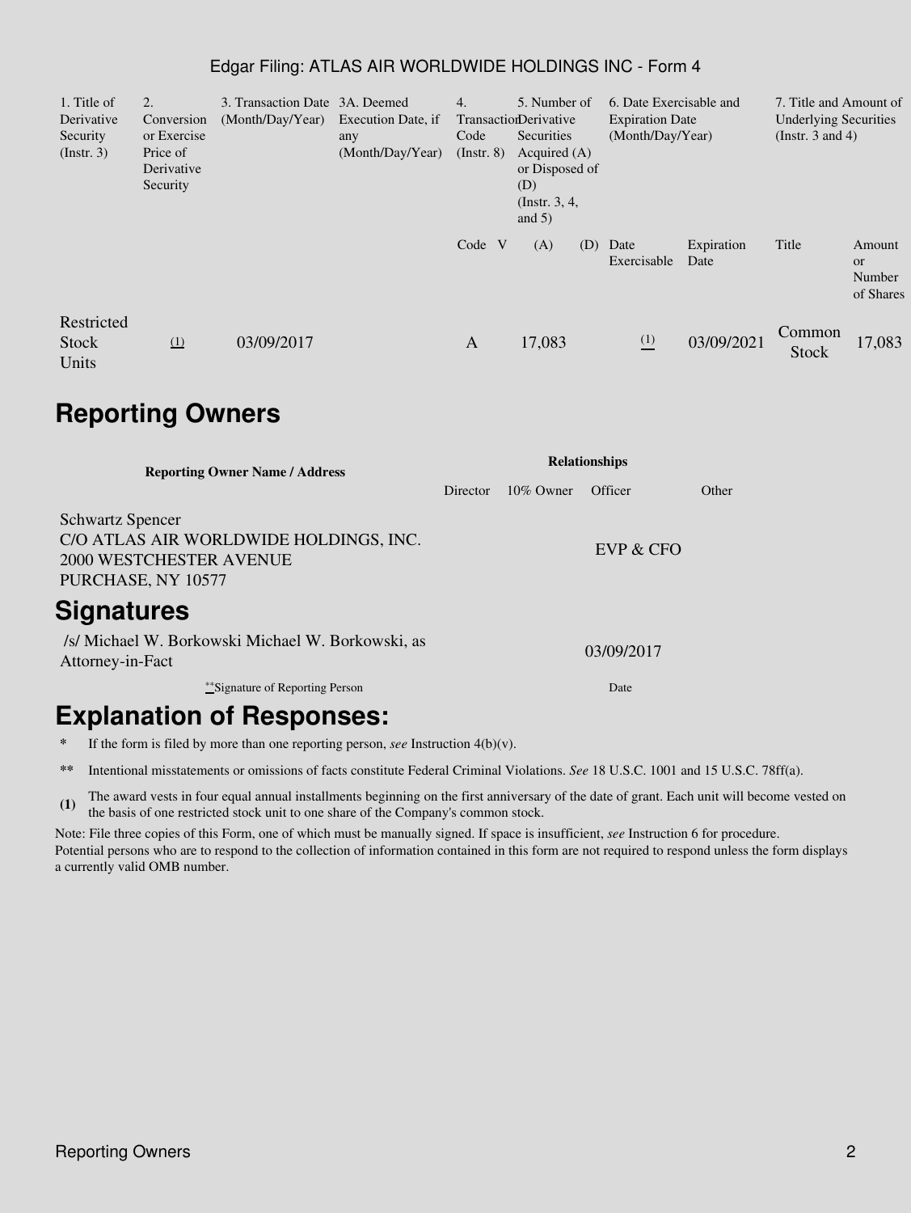| 1. Title of Derivative Security (Instr. 3) | 2. Conversion or Exercise Price of Derivative Security | 3. Transaction Date (Month/Day/Year) | 3A. Deemed Execution Date, if any (Month/Day/Year) | 4. Transaction Code (Instr. 8) | | 5. Number of Derivative Securities Acquired (A) or Disposed of (D) (Instr. 3, 4, and 5) | | 6. Date Exercisable and Expiration Date (Month/Day/Year) | | 7. Title and Amount of Underlying Securities (Instr. 3 and 4) | |
|---|---|---|---|---|---|---|---|---|---|---|---|
| | | | | Code | V | (A) | (D) | Date Exercisable | Expiration Date | Title | Amount or Number of Shares |
| Restricted Stock Units | (1) | 03/09/2017 | | A | | 17,083 | | (1) | 03/09/2021 | Common Stock | 17,083 |

# Reporting Owners

| Reporting Owner Name / Address | Relationships | | | |
|---|---|---|---|---|
| | Director | 10% Owner | Officer | Other |
| Schwartz Spencer<br>C/O ATLAS AIR WORLDWIDE HOLDINGS, INC.<br>2000 WESTCHESTER AVENUE<br>PURCHASE, NY 10577 | | | EVP & CFO | |

# Signatures

| | |
|---|---|
| /s/ Michael W. Borkowski Michael W. Borkowski, as Attorney-in-Fact | 03/09/2017 |
| **Signature of Reporting Person | Date |

# Explanation of Responses:

\* If the form is filed by more than one reporting person, *see* Instruction 4(b)(v).

** Intentional misstatements or omissions of facts constitute Federal Criminal Violations. *See* 18 U.S.C. 1001 and 15 U.S.C. 78ff(a).

**(1)** The award vests in four equal annual installments beginning on the first anniversary of the date of grant. Each unit will become vested on the basis of one restricted stock unit to one share of the Company's common stock.

Note: File three copies of this Form, one of which must be manually signed. If space is insufficient, *see* Instruction 6 for procedure.
Potential persons who are to respond to the collection of information contained in this form are not required to respond unless the form displays a currently valid OMB number.